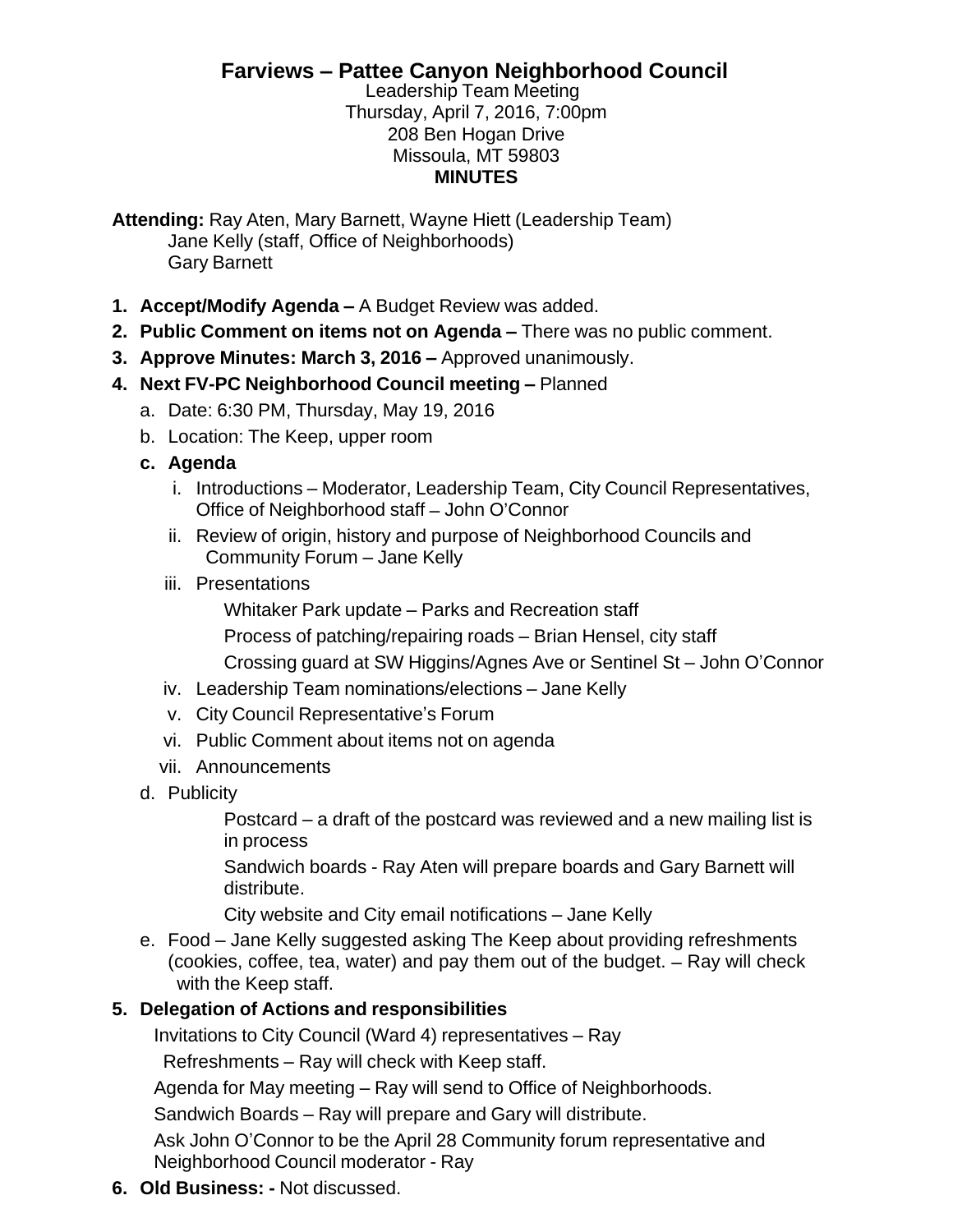# Farviews – Pattee Canyon Neighborhood Council

Leadership Team Meeting
Thursday, April 7, 2016, 7:00pm
208 Ben Hogan Drive
Missoula, MT 59803

**MINUTES**

**Attending:** Ray Aten, Mary Barnett, Wayne Hiett (Leadership Team)
Jane Kelly (staff, Office of Neighborhoods)
Gary Barnett

1. **Accept/Modify Agenda –** A Budget Review was added.
2. **Public Comment on items not on Agenda –** There was no public comment.
3. **Approve Minutes: March 3, 2016 –** Approved unanimously.
4. **Next FV-PC Neighborhood Council meeting –** Planned
   a. Date: 6:30 PM, Thursday, May 19, 2016
   b. Location: The Keep, upper room
   c. **Agenda**
      i. Introductions – Moderator, Leadership Team, City Council Representatives, Office of Neighborhood staff – John O'Connor
      ii. Review of origin, history and purpose of Neighborhood Councils and Community Forum – Jane Kelly
      iii. Presentations

         Whitaker Park update – Parks and Recreation staff

         Process of patching/repairing roads – Brian Hensel, city staff

         Crossing guard at SW Higgins/Agnes Ave or Sentinel St – John O'Connor
      iv. Leadership Team nominations/elections – Jane Kelly
      v. City Council Representative's Forum
      vi. Public Comment about items not on agenda
      vii. Announcements

   d. Publicity

      Postcard – a draft of the postcard was reviewed and a new mailing list is in process

      Sandwich boards - Ray Aten will prepare boards and Gary Barnett will distribute.

      City website and City email notifications – Jane Kelly

   e. Food – Jane Kelly suggested asking The Keep about providing refreshments (cookies, coffee, tea, water) and pay them out of the budget. – Ray will check with the Keep staff.

5. **Delegation of Actions and responsibilities**

   Invitations to City Council (Ward 4) representatives – Ray

   Refreshments – Ray will check with Keep staff.

   Agenda for May meeting – Ray will send to Office of Neighborhoods.

   Sandwich Boards – Ray will prepare and Gary will distribute.

   Ask John O'Connor to be the April 28 Community forum representative and Neighborhood Council moderator - Ray

6. **Old Business: -** Not discussed.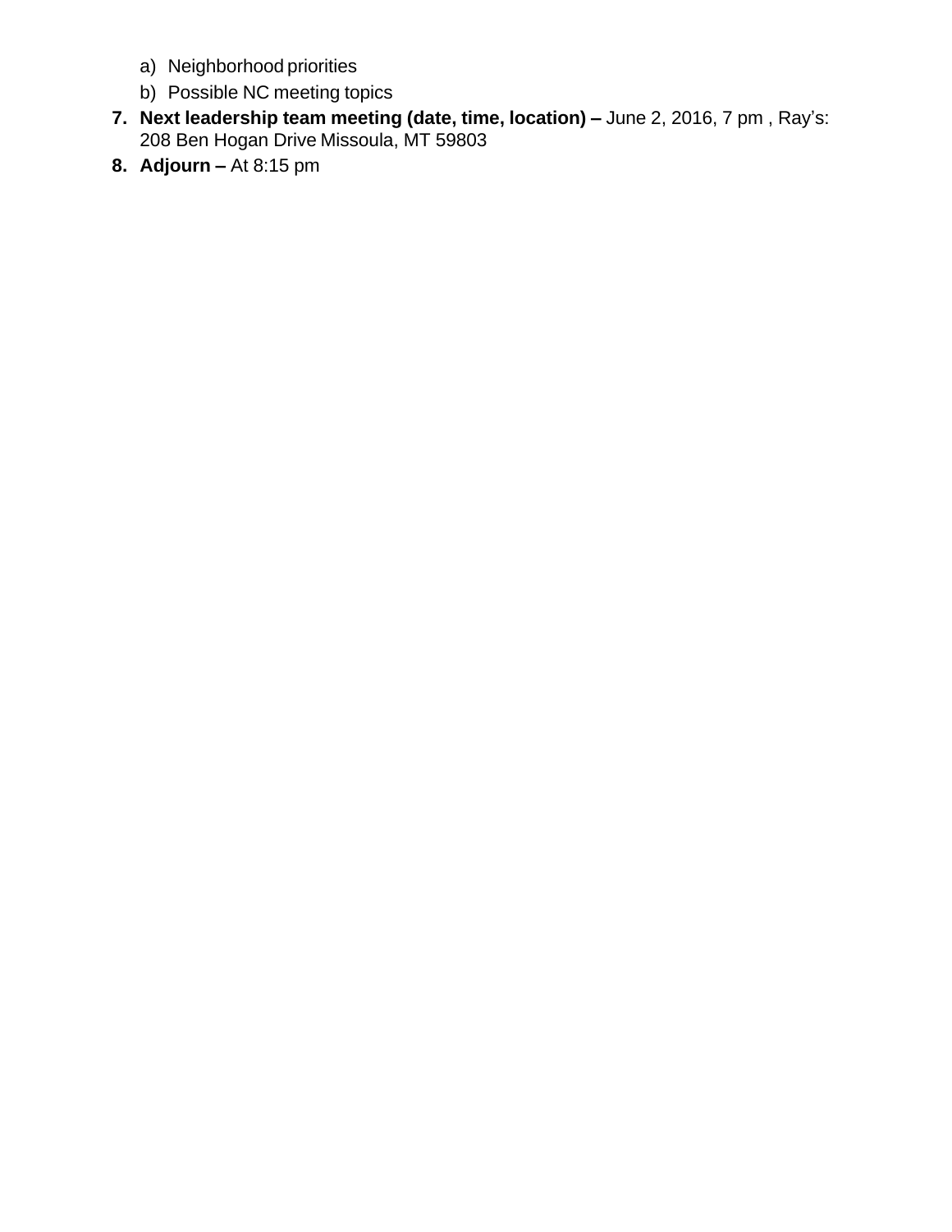a) Neighborhood priorities
   b) Possible NC meeting topics
7. **Next leadership team meeting (date, time, location) –** June 2, 2016, 7 pm , Ray's: 208 Ben Hogan Drive Missoula, MT 59803
8. **Adjourn –** At 8:15 pm